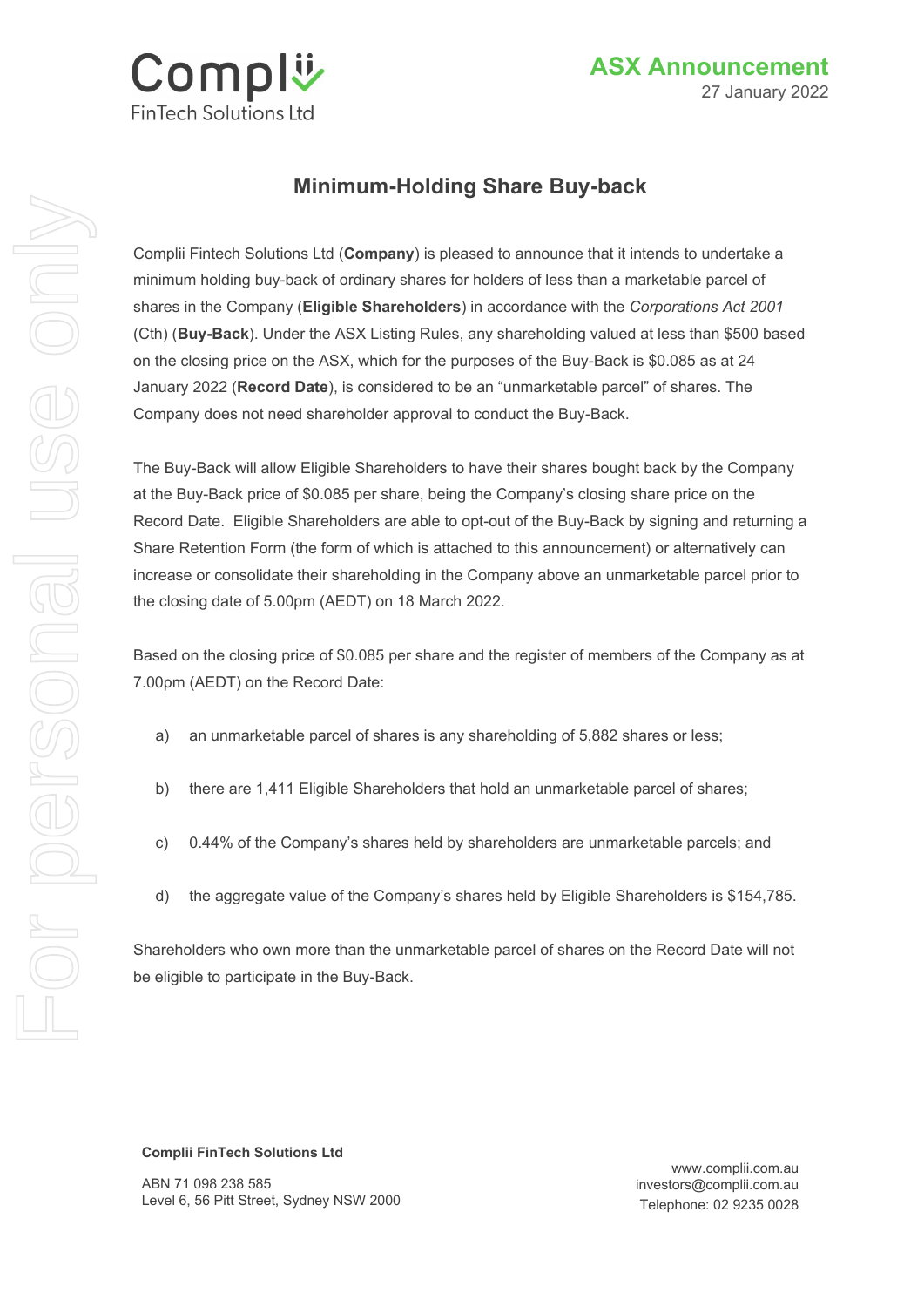Complii FinTech Solutions Ltd

**ASX Announcement**
27 January 2022

# Minimum-Holding Share Buy-back

Complii Fintech Solutions Ltd (**Company**) is pleased to announce that it intends to undertake a minimum holding buy-back of ordinary shares for holders of less than a marketable parcel of shares in the Company (**Eligible Shareholders**) in accordance with the *Corporations Act 2001* (Cth) (**Buy-Back**). Under the ASX Listing Rules, any shareholding valued at less than $500 based on the closing price on the ASX, which for the purposes of the Buy-Back is $0.085 as at 24 January 2022 (**Record Date**), is considered to be an "unmarketable parcel" of shares. The Company does not need shareholder approval to conduct the Buy-Back.

The Buy-Back will allow Eligible Shareholders to have their shares bought back by the Company at the Buy-Back price of $0.085 per share, being the Company's closing share price on the Record Date. Eligible Shareholders are able to opt-out of the Buy-Back by signing and returning a Share Retention Form (the form of which is attached to this announcement) or alternatively can increase or consolidate their shareholding in the Company above an unmarketable parcel prior to the closing date of 5.00pm (AEDT) on 18 March 2022.

Based on the closing price of $0.085 per share and the register of members of the Company as at 7.00pm (AEDT) on the Record Date:

a) an unmarketable parcel of shares is any shareholding of 5,882 shares or less;

b) there are 1,411 Eligible Shareholders that hold an unmarketable parcel of shares;

c) 0.44% of the Company's shares held by shareholders are unmarketable parcels; and

d) the aggregate value of the Company's shares held by Eligible Shareholders is $154,785.

Shareholders who own more than the unmarketable parcel of shares on the Record Date will not be eligible to participate in the Buy-Back.

**Complii FinTech Solutions Ltd**

ABN 71 098 238 585
Level 6, 56 Pitt Street, Sydney NSW 2000

www.complii.com.au
investors@complii.com.au
Telephone: 02 9235 0028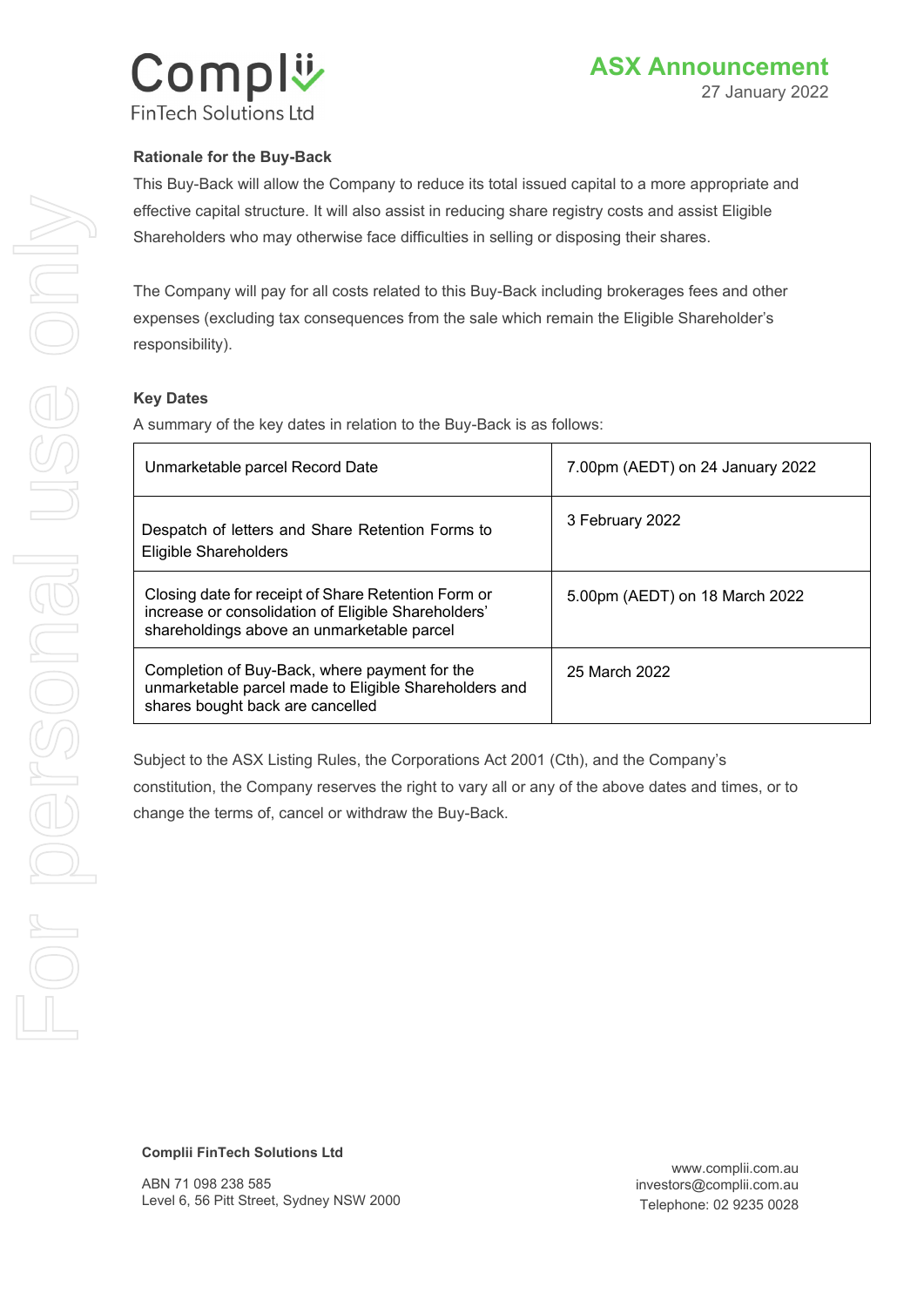### Rationale for the Buy-Back

This Buy-Back will allow the Company to reduce its total issued capital to a more appropriate and effective capital structure. It will also assist in reducing share registry costs and assist Eligible Shareholders who may otherwise face difficulties in selling or disposing their shares.

The Company will pay for all costs related to this Buy-Back including brokerages fees and other expenses (excluding tax consequences from the sale which remain the Eligible Shareholder's responsibility).

### Key Dates

A summary of the key dates in relation to the Buy-Back is as follows:

| | |
|---|---|
| Unmarketable parcel Record Date | 7.00pm (AEDT) on 24 January 2022 |
| Despatch of letters and Share Retention Forms to Eligible Shareholders | 3 February 2022 |
| Closing date for receipt of Share Retention Form or increase or consolidation of Eligible Shareholders' shareholdings above an unmarketable parcel | 5.00pm (AEDT) on 18 March 2022 |
| Completion of Buy-Back, where payment for the unmarketable parcel made to Eligible Shareholders and shares bought back are cancelled | 25 March 2022 |

Subject to the ASX Listing Rules, the Corporations Act 2001 (Cth), and the Company's constitution, the Company reserves the right to vary all or any of the above dates and times, or to change the terms of, cancel or withdraw the Buy-Back.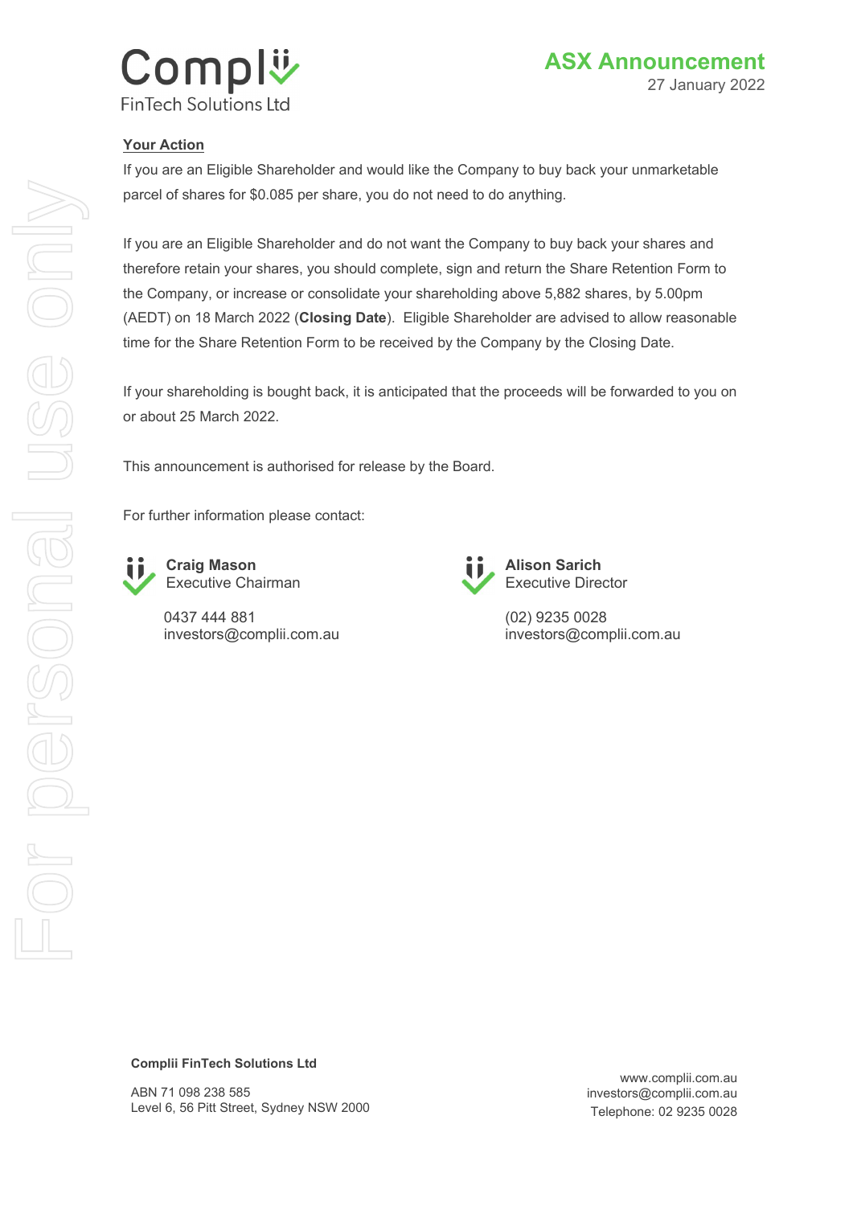## Your Action

If you are an Eligible Shareholder and would like the Company to buy back your unmarketable parcel of shares for $0.085 per share, you do not need to do anything.

If you are an Eligible Shareholder and do not want the Company to buy back your shares and therefore retain your shares, you should complete, sign and return the Share Retention Form to the Company, or increase or consolidate your shareholding above 5,882 shares, by 5.00pm (AEDT) on 18 March 2022 (**Closing Date**). Eligible Shareholder are advised to allow reasonable time for the Share Retention Form to be received by the Company by the Closing Date.

If your shareholding is bought back, it is anticipated that the proceeds will be forwarded to you on or about 25 March 2022.

This announcement is authorised for release by the Board.

For further information please contact:

**Craig Mason**
Executive Chairman

0437 444 881
investors@complii.com.au

**Alison Sarich**
Executive Director

(02) 9235 0028
investors@complii.com.au

**Complii FinTech Solutions Ltd**

ABN 71 098 238 585
Level 6, 56 Pitt Street, Sydney NSW 2000

www.complii.com.au
investors@complii.com.au
Telephone: 02 9235 0028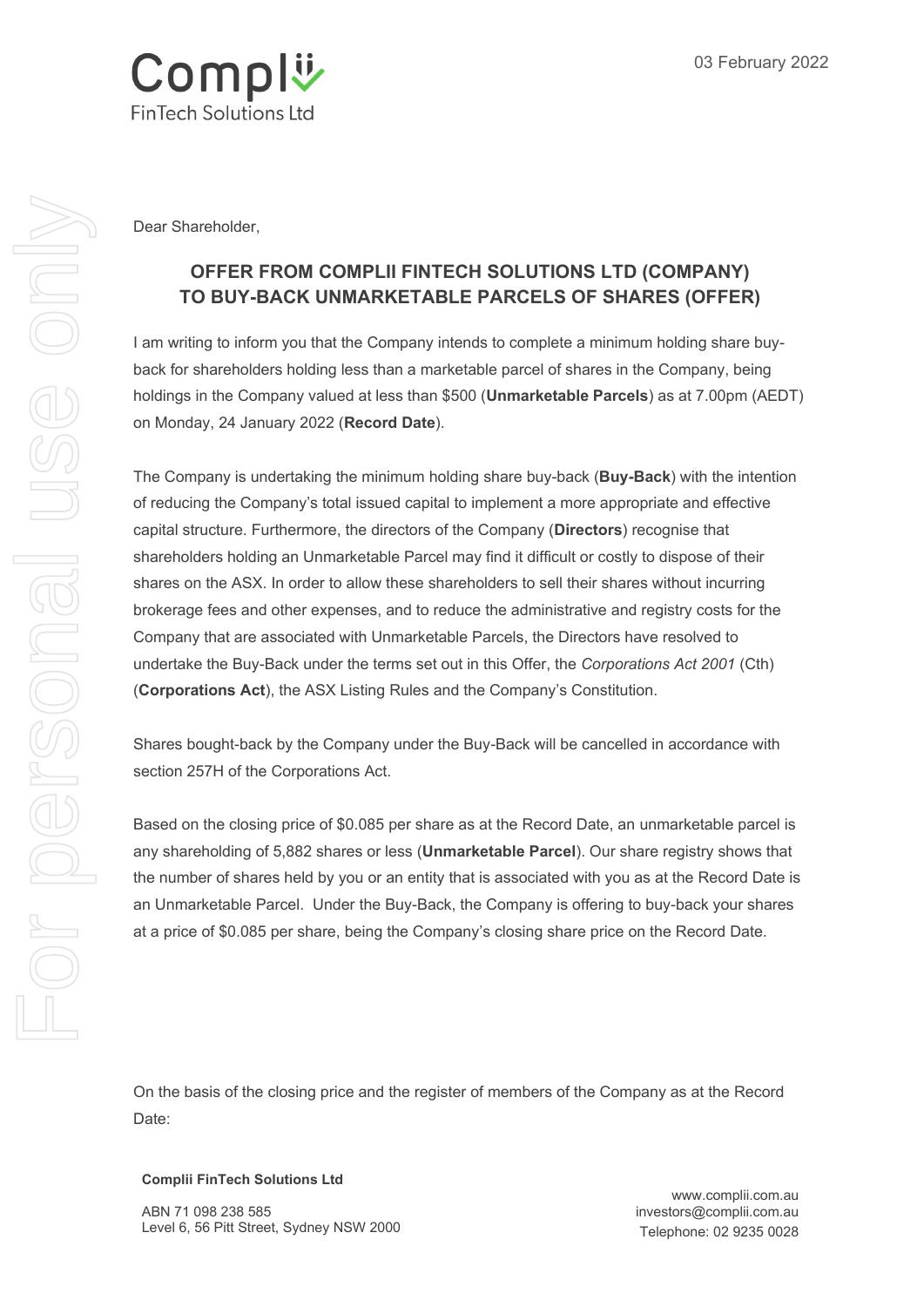03 February 2022

Dear Shareholder,

## OFFER FROM COMPLII FINTECH SOLUTIONS LTD (COMPANY) TO BUY-BACK UNMARKETABLE PARCELS OF SHARES (OFFER)

I am writing to inform you that the Company intends to complete a minimum holding share buy-back for shareholders holding less than a marketable parcel of shares in the Company, being holdings in the Company valued at less than $500 (**Unmarketable Parcels**) as at 7.00pm (AEDT) on Monday, 24 January 2022 (**Record Date**).

The Company is undertaking the minimum holding share buy-back (**Buy-Back**) with the intention of reducing the Company's total issued capital to implement a more appropriate and effective capital structure. Furthermore, the directors of the Company (**Directors**) recognise that shareholders holding an Unmarketable Parcel may find it difficult or costly to dispose of their shares on the ASX. In order to allow these shareholders to sell their shares without incurring brokerage fees and other expenses, and to reduce the administrative and registry costs for the Company that are associated with Unmarketable Parcels, the Directors have resolved to undertake the Buy-Back under the terms set out in this Offer, the *Corporations Act 2001* (Cth) (**Corporations Act**), the ASX Listing Rules and the Company's Constitution.

Shares bought-back by the Company under the Buy-Back will be cancelled in accordance with section 257H of the Corporations Act.

Based on the closing price of $0.085 per share as at the Record Date, an unmarketable parcel is any shareholding of 5,882 shares or less (**Unmarketable Parcel**). Our share registry shows that the number of shares held by you or an entity that is associated with you as at the Record Date is an Unmarketable Parcel. Under the Buy-Back, the Company is offering to buy-back your shares at a price of $0.085 per share, being the Company's closing share price on the Record Date.

On the basis of the closing price and the register of members of the Company as at the Record Date:

**Complii FinTech Solutions Ltd**

ABN 71 098 238 585
Level 6, 56 Pitt Street, Sydney NSW 2000

www.complii.com.au
investors@complii.com.au
Telephone: 02 9235 0028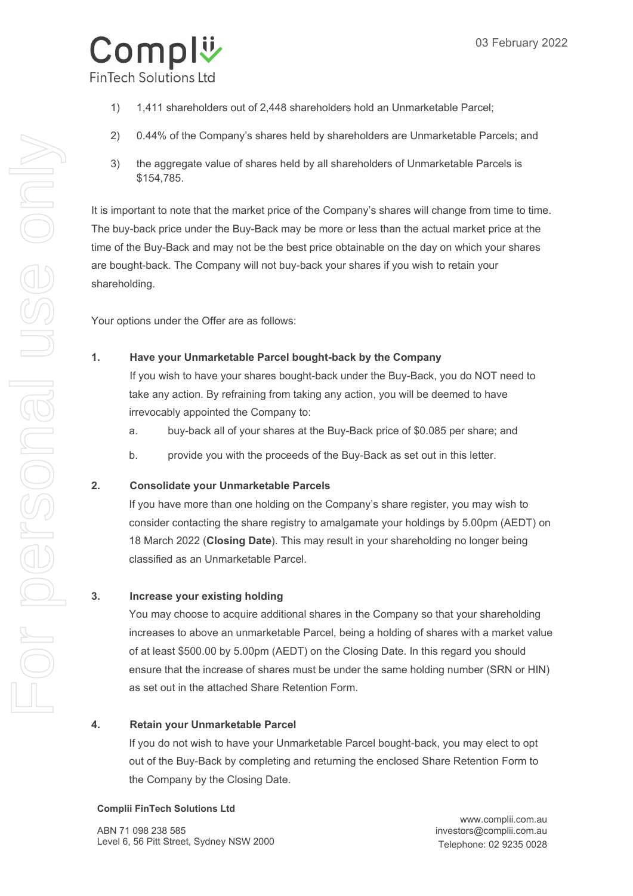1) 1,411 shareholders out of 2,448 shareholders hold an Unmarketable Parcel;

2) 0.44% of the Company's shares held by shareholders are Unmarketable Parcels; and

3) the aggregate value of shares held by all shareholders of Unmarketable Parcels is $154,785.

It is important to note that the market price of the Company's shares will change from time to time. The buy-back price under the Buy-Back may be more or less than the actual market price at the time of the Buy-Back and may not be the best price obtainable on the day on which your shares are bought-back. The Company will not buy-back your shares if you wish to retain your shareholding.

Your options under the Offer are as follows:

**1. Have your Unmarketable Parcel bought-back by the Company**

If you wish to have your shares bought-back under the Buy-Back, you do NOT need to take any action. By refraining from taking any action, you will be deemed to have irrevocably appointed the Company to:

a. buy-back all of your shares at the Buy-Back price of $0.085 per share; and

b. provide you with the proceeds of the Buy-Back as set out in this letter.

**2. Consolidate your Unmarketable Parcels**

If you have more than one holding on the Company's share register, you may wish to consider contacting the share registry to amalgamate your holdings by 5.00pm (AEDT) on 18 March 2022 (**Closing Date**). This may result in your shareholding no longer being classified as an Unmarketable Parcel.

**3. Increase your existing holding**

You may choose to acquire additional shares in the Company so that your shareholding increases to above an unmarketable Parcel, being a holding of shares with a market value of at least $500.00 by 5.00pm (AEDT) on the Closing Date. In this regard you should ensure that the increase of shares must be under the same holding number (SRN or HIN) as set out in the attached Share Retention Form.

**4. Retain your Unmarketable Parcel**

If you do not wish to have your Unmarketable Parcel bought-back, you may elect to opt out of the Buy-Back by completing and returning the enclosed Share Retention Form to the Company by the Closing Date.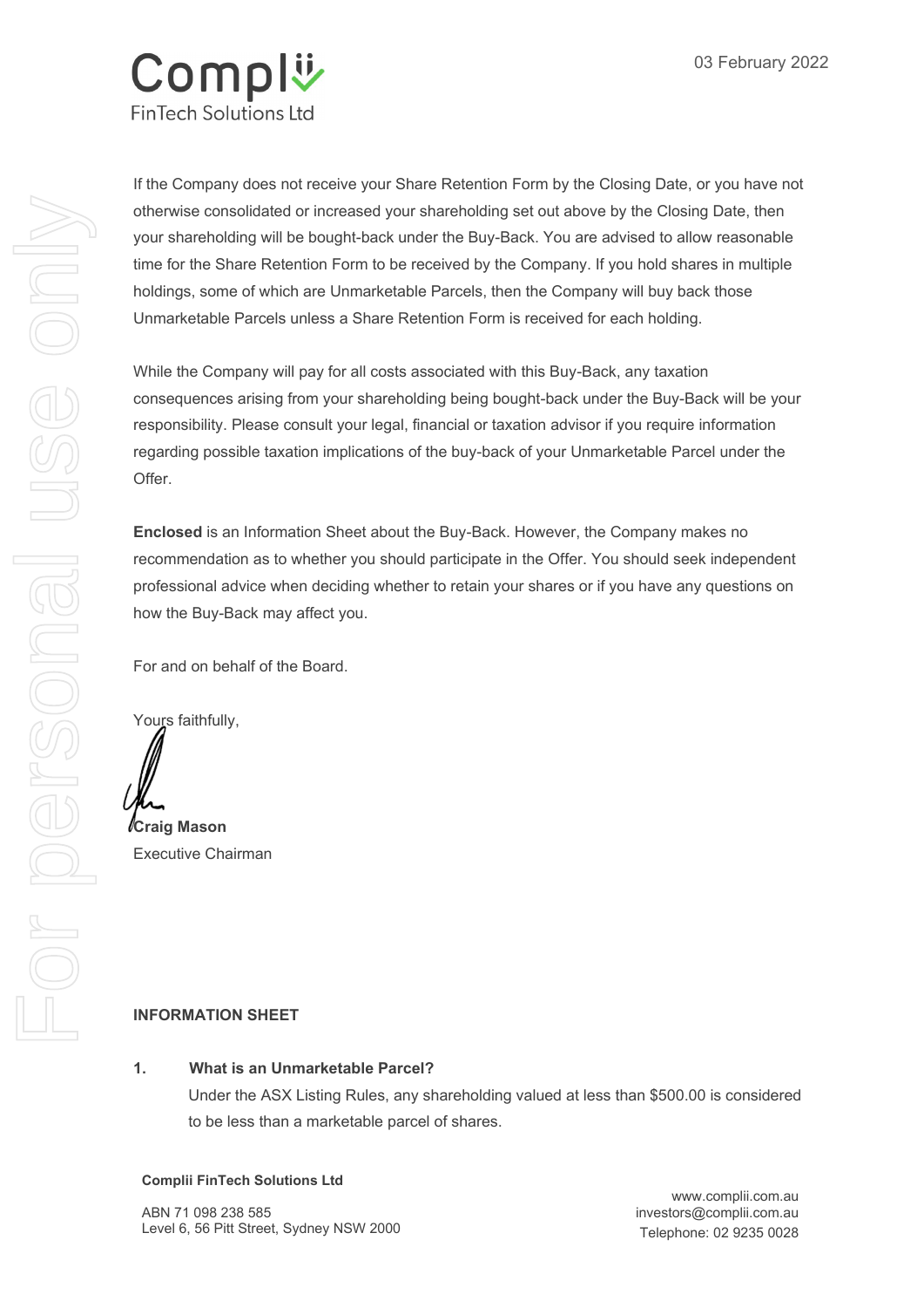03 February 2022

If the Company does not receive your Share Retention Form by the Closing Date, or you have not otherwise consolidated or increased your shareholding set out above by the Closing Date, then your shareholding will be bought-back under the Buy-Back. You are advised to allow reasonable time for the Share Retention Form to be received by the Company. If you hold shares in multiple holdings, some of which are Unmarketable Parcels, then the Company will buy back those Unmarketable Parcels unless a Share Retention Form is received for each holding.

While the Company will pay for all costs associated with this Buy-Back, any taxation consequences arising from your shareholding being bought-back under the Buy-Back will be your responsibility. Please consult your legal, financial or taxation advisor if you require information regarding possible taxation implications of the buy-back of your Unmarketable Parcel under the Offer.

**Enclosed** is an Information Sheet about the Buy-Back. However, the Company makes no recommendation as to whether you should participate in the Offer. You should seek independent professional advice when deciding whether to retain your shares or if you have any questions on how the Buy-Back may affect you.

For and on behalf of the Board.

Yours faithfully,

**Craig Mason**
Executive Chairman

**INFORMATION SHEET**

**1. What is an Unmarketable Parcel?**

Under the ASX Listing Rules, any shareholding valued at less than $500.00 is considered to be less than a marketable parcel of shares.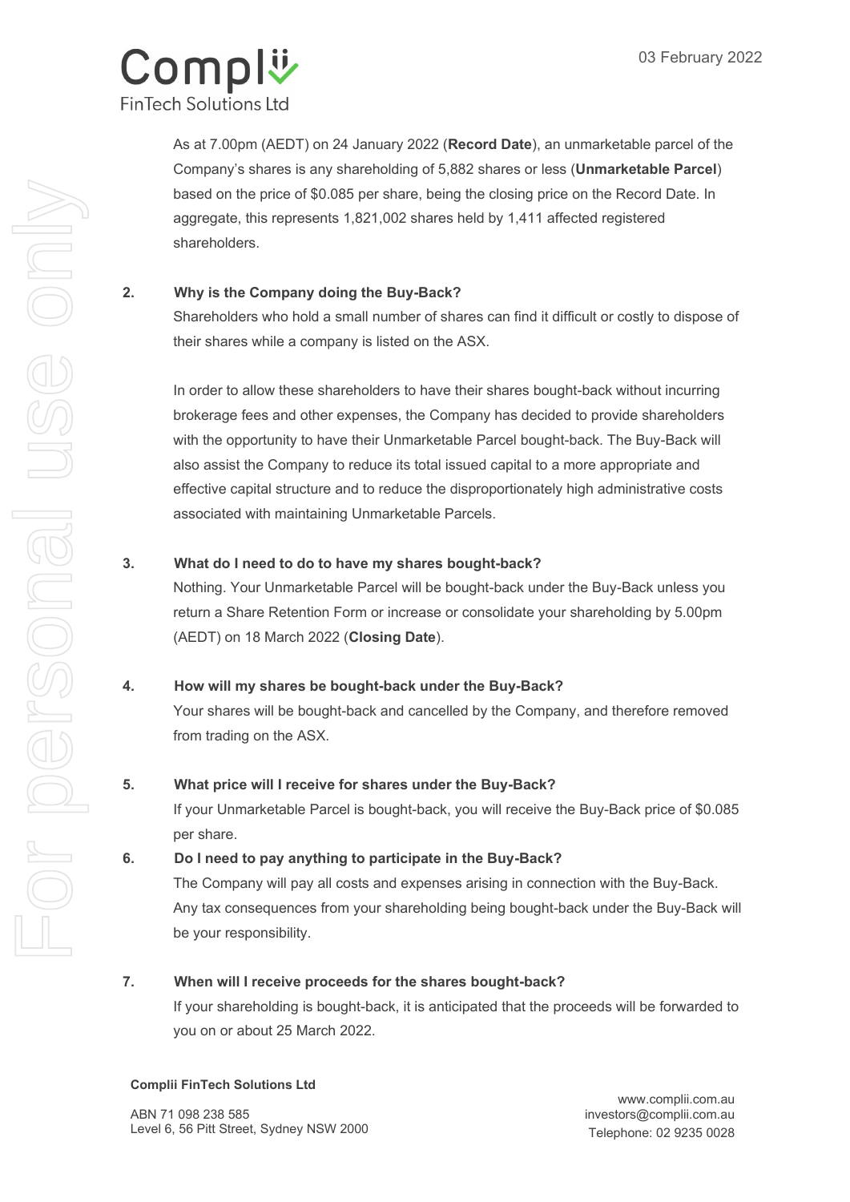As at 7.00pm (AEDT) on 24 January 2022 (**Record Date**), an unmarketable parcel of the Company's shares is any shareholding of 5,882 shares or less (**Unmarketable Parcel**) based on the price of $0.085 per share, being the closing price on the Record Date. In aggregate, this represents 1,821,002 shares held by 1,411 affected registered shareholders.

**2. Why is the Company doing the Buy-Back?**

Shareholders who hold a small number of shares can find it difficult or costly to dispose of their shares while a company is listed on the ASX.

In order to allow these shareholders to have their shares bought-back without incurring brokerage fees and other expenses, the Company has decided to provide shareholders with the opportunity to have their Unmarketable Parcel bought-back. The Buy-Back will also assist the Company to reduce its total issued capital to a more appropriate and effective capital structure and to reduce the disproportionately high administrative costs associated with maintaining Unmarketable Parcels.

**3. What do I need to do to have my shares bought-back?**

Nothing. Your Unmarketable Parcel will be bought-back under the Buy-Back unless you return a Share Retention Form or increase or consolidate your shareholding by 5.00pm (AEDT) on 18 March 2022 (**Closing Date**).

**4. How will my shares be bought-back under the Buy-Back?**

Your shares will be bought-back and cancelled by the Company, and therefore removed from trading on the ASX.

**5. What price will I receive for shares under the Buy-Back?**

If your Unmarketable Parcel is bought-back, you will receive the Buy-Back price of $0.085 per share.

**6. Do I need to pay anything to participate in the Buy-Back?**

The Company will pay all costs and expenses arising in connection with the Buy-Back. Any tax consequences from your shareholding being bought-back under the Buy-Back will be your responsibility.

**7. When will I receive proceeds for the shares bought-back?**

If your shareholding is bought-back, it is anticipated that the proceeds will be forwarded to you on or about 25 March 2022.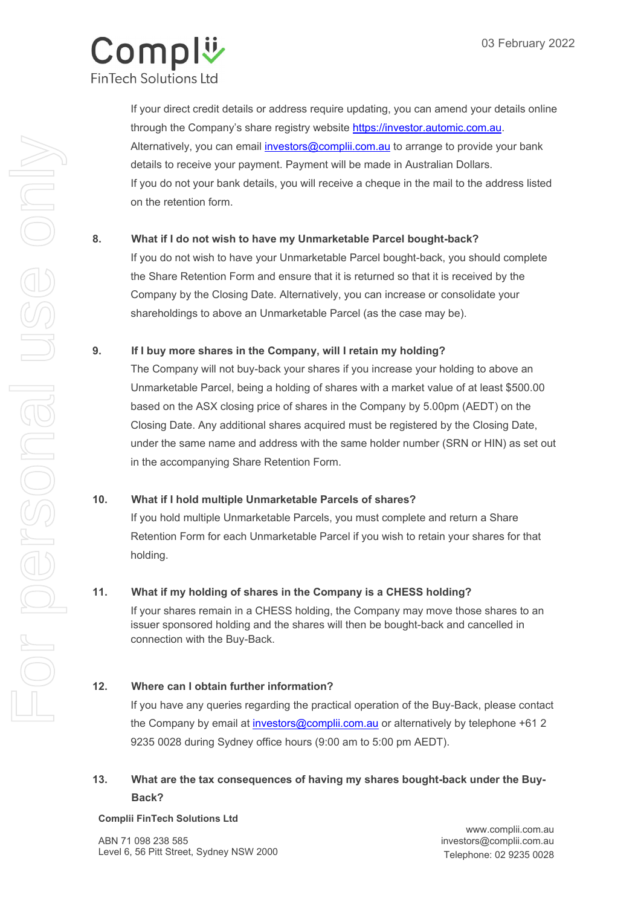If your direct credit details or address require updating, you can amend your details online through the Company's share registry website https://investor.automic.com.au. Alternatively, you can email investors@complii.com.au to arrange to provide your bank details to receive your payment. Payment will be made in Australian Dollars.
If you do not your bank details, you will receive a cheque in the mail to the address listed on the retention form.

**8. What if I do not wish to have my Unmarketable Parcel bought-back?**

If you do not wish to have your Unmarketable Parcel bought-back, you should complete the Share Retention Form and ensure that it is returned so that it is received by the Company by the Closing Date. Alternatively, you can increase or consolidate your shareholdings to above an Unmarketable Parcel (as the case may be).

**9. If I buy more shares in the Company, will I retain my holding?**

The Company will not buy-back your shares if you increase your holding to above an Unmarketable Parcel, being a holding of shares with a market value of at least $500.00 based on the ASX closing price of shares in the Company by 5.00pm (AEDT) on the Closing Date. Any additional shares acquired must be registered by the Closing Date, under the same name and address with the same holder number (SRN or HIN) as set out in the accompanying Share Retention Form.

**10. What if I hold multiple Unmarketable Parcels of shares?**

If you hold multiple Unmarketable Parcels, you must complete and return a Share Retention Form for each Unmarketable Parcel if you wish to retain your shares for that holding.

**11. What if my holding of shares in the Company is a CHESS holding?**

If your shares remain in a CHESS holding, the Company may move those shares to an issuer sponsored holding and the shares will then be bought-back and cancelled in connection with the Buy-Back.

**12. Where can I obtain further information?**

If you have any queries regarding the practical operation of the Buy-Back, please contact the Company by email at investors@complii.com.au or alternatively by telephone +61 2 9235 0028 during Sydney office hours (9:00 am to 5:00 pm AEDT).

**13. What are the tax consequences of having my shares bought-back under the Buy-Back?**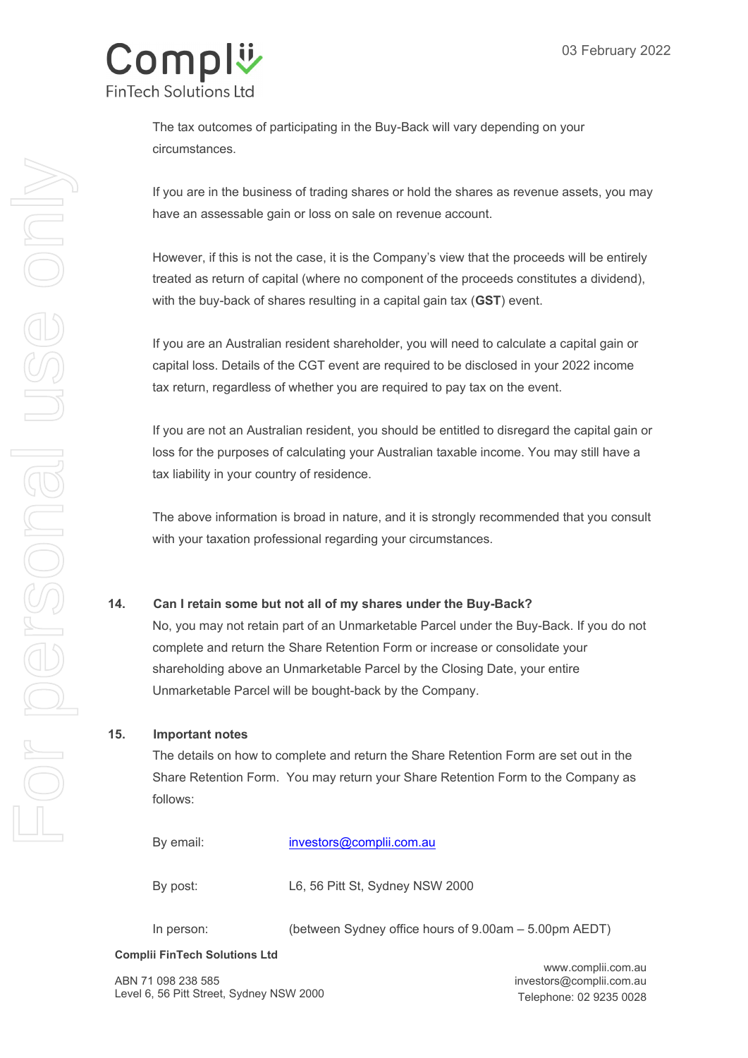The tax outcomes of participating in the Buy-Back will vary depending on your circumstances.

If you are in the business of trading shares or hold the shares as revenue assets, you may have an assessable gain or loss on sale on revenue account.

However, if this is not the case, it is the Company's view that the proceeds will be entirely treated as return of capital (where no component of the proceeds constitutes a dividend), with the buy-back of shares resulting in a capital gain tax (**GST**) event.

If you are an Australian resident shareholder, you will need to calculate a capital gain or capital loss. Details of the CGT event are required to be disclosed in your 2022 income tax return, regardless of whether you are required to pay tax on the event.

If you are not an Australian resident, you should be entitled to disregard the capital gain or loss for the purposes of calculating your Australian taxable income. You may still have a tax liability in your country of residence.

The above information is broad in nature, and it is strongly recommended that you consult with your taxation professional regarding your circumstances.

**14. Can I retain some but not all of my shares under the Buy-Back?**

No, you may not retain part of an Unmarketable Parcel under the Buy-Back. If you do not complete and return the Share Retention Form or increase or consolidate your shareholding above an Unmarketable Parcel by the Closing Date, your entire Unmarketable Parcel will be bought-back by the Company.

**15. Important notes**

The details on how to complete and return the Share Retention Form are set out in the Share Retention Form. You may return your Share Retention Form to the Company as follows:

| | |
|---|---|
| By email: | investors@complii.com.au |
| By post: | L6, 56 Pitt St, Sydney NSW 2000 |
| In person: | (between Sydney office hours of 9.00am – 5.00pm AEDT) |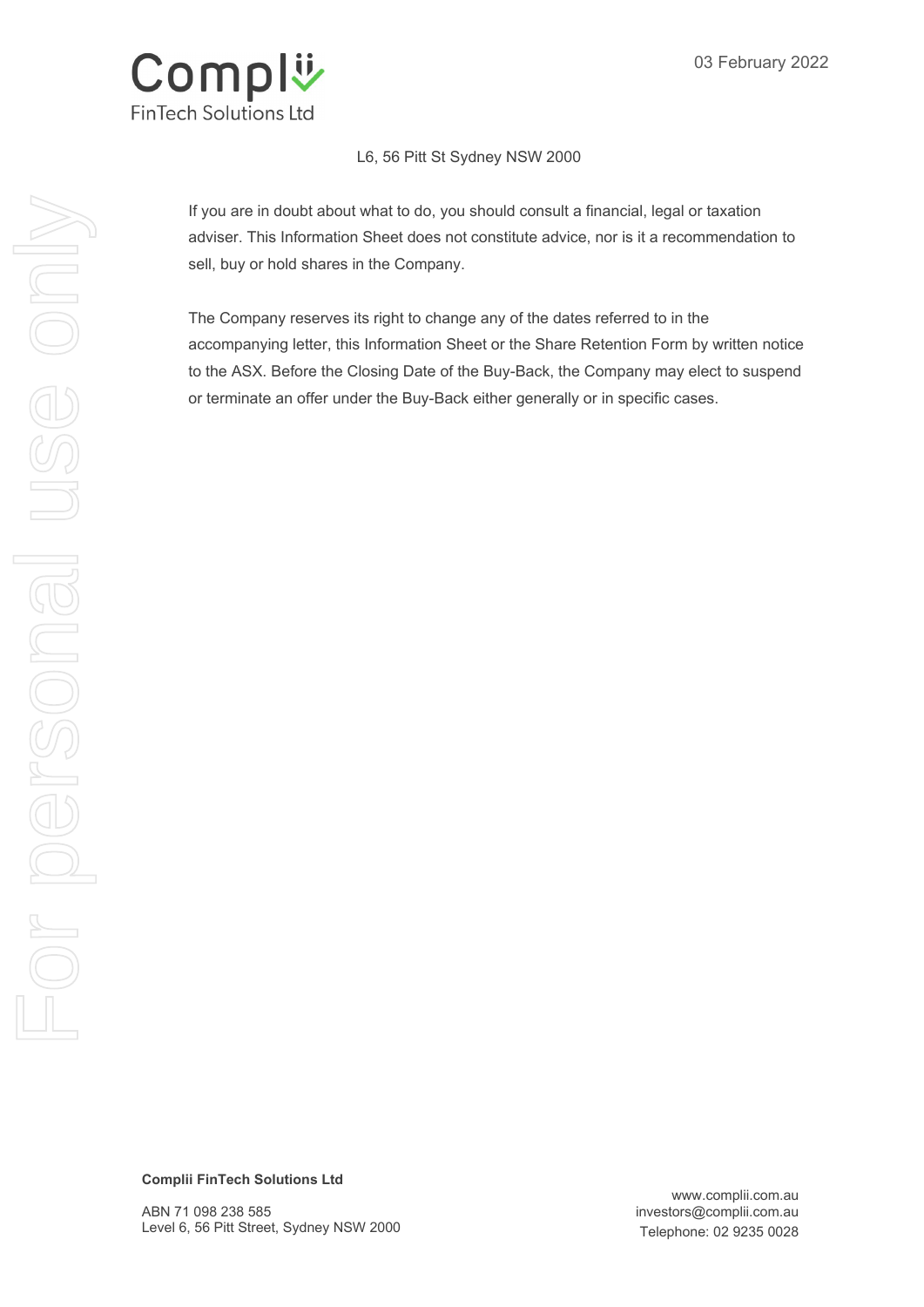L6, 56 Pitt St Sydney NSW 2000

If you are in doubt about what to do, you should consult a financial, legal or taxation adviser. This Information Sheet does not constitute advice, nor is it a recommendation to sell, buy or hold shares in the Company.

The Company reserves its right to change any of the dates referred to in the accompanying letter, this Information Sheet or the Share Retention Form by written notice to the ASX. Before the Closing Date of the Buy-Back, the Company may elect to suspend or terminate an offer under the Buy-Back either generally or in specific cases.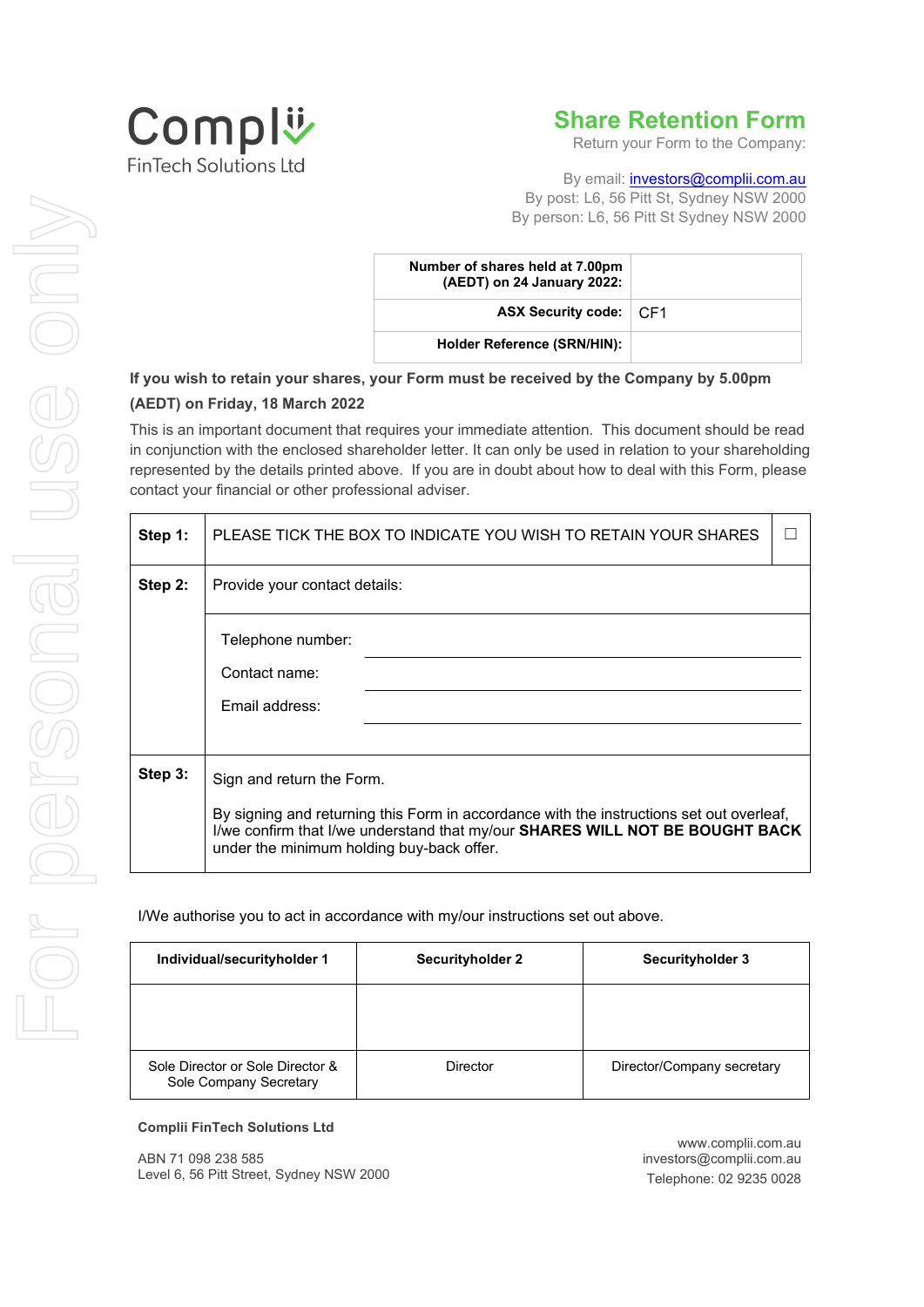Compl
FinTech Solutions Ltd

# Share Retention Form

Return your Form to the Company:

By email: investors@complii.com.au
By post: L6, 56 Pitt St, Sydney NSW 2000
By person: L6, 56 Pitt St Sydney NSW 2000

| | |
|---|---|
| **Number of shares held at 7.00pm (AEDT) on 24 January 2022:** | |
| **ASX Security code:** | CF1 |
| **Holder Reference (SRN/HIN):** | |

**If you wish to retain your shares, your Form must be received by the Company by 5.00pm (AEDT) on Friday, 18 March 2022**

This is an important document that requires your immediate attention. This document should be read in conjunction with the enclosed shareholder letter. It can only be used in relation to your shareholding represented by the details printed above. If you are in doubt about how to deal with this Form, please contact your financial or other professional adviser.

| | | |
|---|---|---|
| **Step 1:** | PLEASE TICK THE BOX TO INDICATE YOU WISH TO RETAIN YOUR SHARES | ☐ |
| **Step 2:** | Provide your contact details:<br><br>Telephone number: ____________________<br>Contact name: ____________________<br>Email address: ____________________ | |
| **Step 3:** | Sign and return the Form.<br><br>By signing and returning this Form in accordance with the instructions set out overleaf, I/we confirm that I/we understand that my/our **SHARES WILL NOT BE BOUGHT BACK** under the minimum holding buy-back offer. | |

I/We authorise you to act in accordance with my/our instructions set out above.

| **Individual/securityholder 1** | **Securityholder 2** | **Securityholder 3** |
|---|---|---|
| | | |
| Sole Director or Sole Director & Sole Company Secretary | Director | Director/Company secretary |

**Complii FinTech Solutions Ltd**

ABN 71 098 238 585
Level 6, 56 Pitt Street, Sydney NSW 2000

www.complii.com.au
investors@complii.com.au
Telephone: 02 9235 0028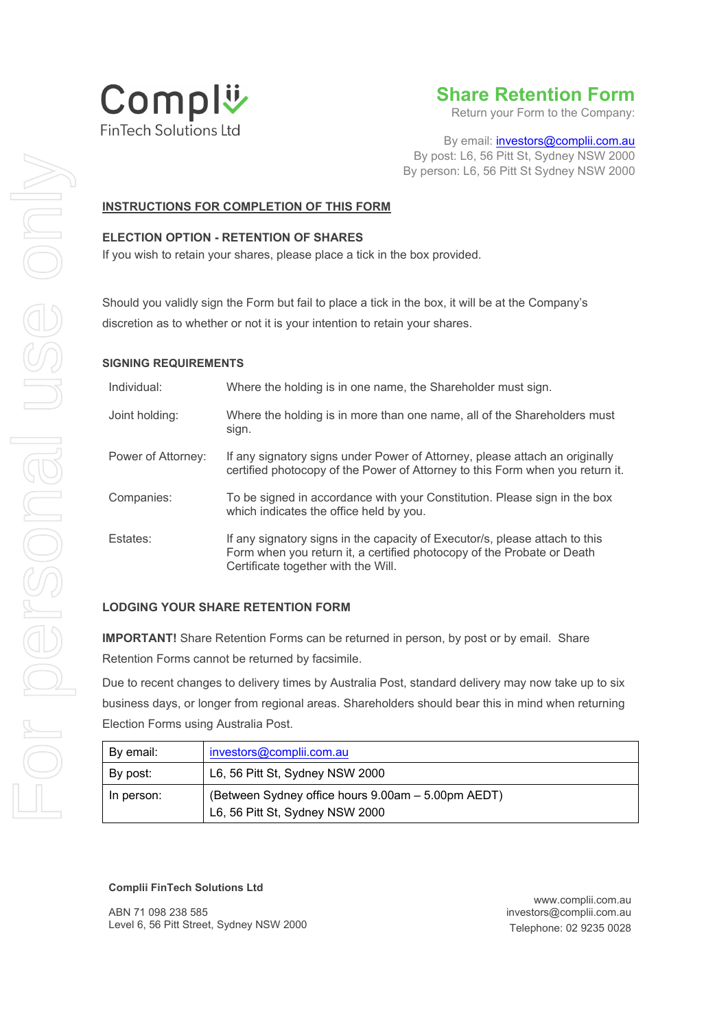Complii FinTech Solutions Ltd

# Share Retention Form

Return your Form to the Company:

By email: investors@complii.com.au
By post: L6, 56 Pitt St, Sydney NSW 2000
By person: L6, 56 Pitt St Sydney NSW 2000

## INSTRUCTIONS FOR COMPLETION OF THIS FORM

### ELECTION OPTION - RETENTION OF SHARES

If you wish to retain your shares, please place a tick in the box provided.

Should you validly sign the Form but fail to place a tick in the box, it will be at the Company's discretion as to whether or not it is your intention to retain your shares.

### SIGNING REQUIREMENTS

| | |
|---|---|
| Individual: | Where the holding is in one name, the Shareholder must sign. |
| Joint holding: | Where the holding is in more than one name, all of the Shareholders must sign. |
| Power of Attorney: | If any signatory signs under Power of Attorney, please attach an originally certified photocopy of the Power of Attorney to this Form when you return it. |
| Companies: | To be signed in accordance with your Constitution. Please sign in the box which indicates the office held by you. |
| Estates: | If any signatory signs in the capacity of Executor/s, please attach to this Form when you return it, a certified photocopy of the Probate or Death Certificate together with the Will. |

### LODGING YOUR SHARE RETENTION FORM

**IMPORTANT!** Share Retention Forms can be returned in person, by post or by email. Share Retention Forms cannot be returned by facsimile.

Due to recent changes to delivery times by Australia Post, standard delivery may now take up to six business days, or longer from regional areas. Shareholders should bear this in mind when returning Election Forms using Australia Post.

| | |
|---|---|
| By email: | investors@complii.com.au |
| By post: | L6, 56 Pitt St, Sydney NSW 2000 |
| In person: | (Between Sydney office hours 9.00am – 5.00pm AEDT)<br>L6, 56 Pitt St, Sydney NSW 2000 |

**Complii FinTech Solutions Ltd**

ABN 71 098 238 585
Level 6, 56 Pitt Street, Sydney NSW 2000

www.complii.com.au
investors@complii.com.au
Telephone: 02 9235 0028

For personal use only